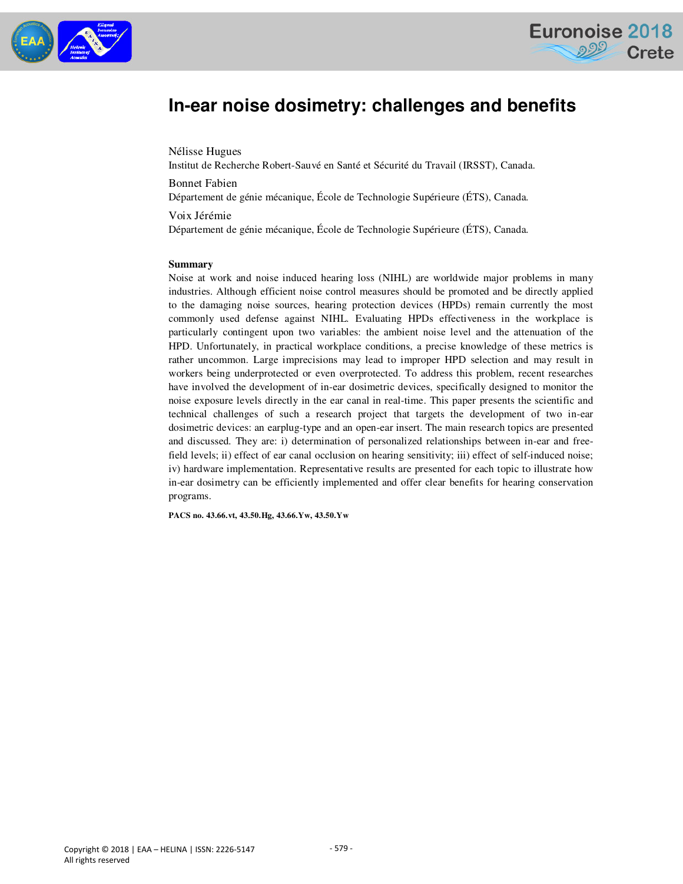# In-ear noise dosimetry: challenges and benefits

Nélisse Hugues
Institut de Recherche Robert-Sauvé en Santé et Sécurité du Travail (IRSST), Canada.

Bonnet Fabien
Département de génie mécanique, École de Technologie Supérieure (ÉTS), Canada.

Voix Jérémie
Département de génie mécanique, École de Technologie Supérieure (ÉTS), Canada.

## Summary

Noise at work and noise induced hearing loss (NIHL) are worldwide major problems in many industries. Although efficient noise control measures should be promoted and be directly applied to the damaging noise sources, hearing protection devices (HPDs) remain currently the most commonly used defense against NIHL. Evaluating HPDs effectiveness in the workplace is particularly contingent upon two variables: the ambient noise level and the attenuation of the HPD. Unfortunately, in practical workplace conditions, a precise knowledge of these metrics is rather uncommon. Large imprecisions may lead to improper HPD selection and may result in workers being underprotected or even overprotected. To address this problem, recent researches have involved the development of in-ear dosimetric devices, specifically designed to monitor the noise exposure levels directly in the ear canal in real-time. This paper presents the scientific and technical challenges of such a research project that targets the development of two in-ear dosimetric devices: an earplug-type and an open-ear insert. The main research topics are presented and discussed. They are: i) determination of personalized relationships between in-ear and free-field levels; ii) effect of ear canal occlusion on hearing sensitivity; iii) effect of self-induced noise; iv) hardware implementation. Representative results are presented for each topic to illustrate how in-ear dosimetry can be efficiently implemented and offer clear benefits for hearing conservation programs.

**PACS no. 43.66.vt, 43.50.Hg, 43.66.Yw, 43.50.Yw**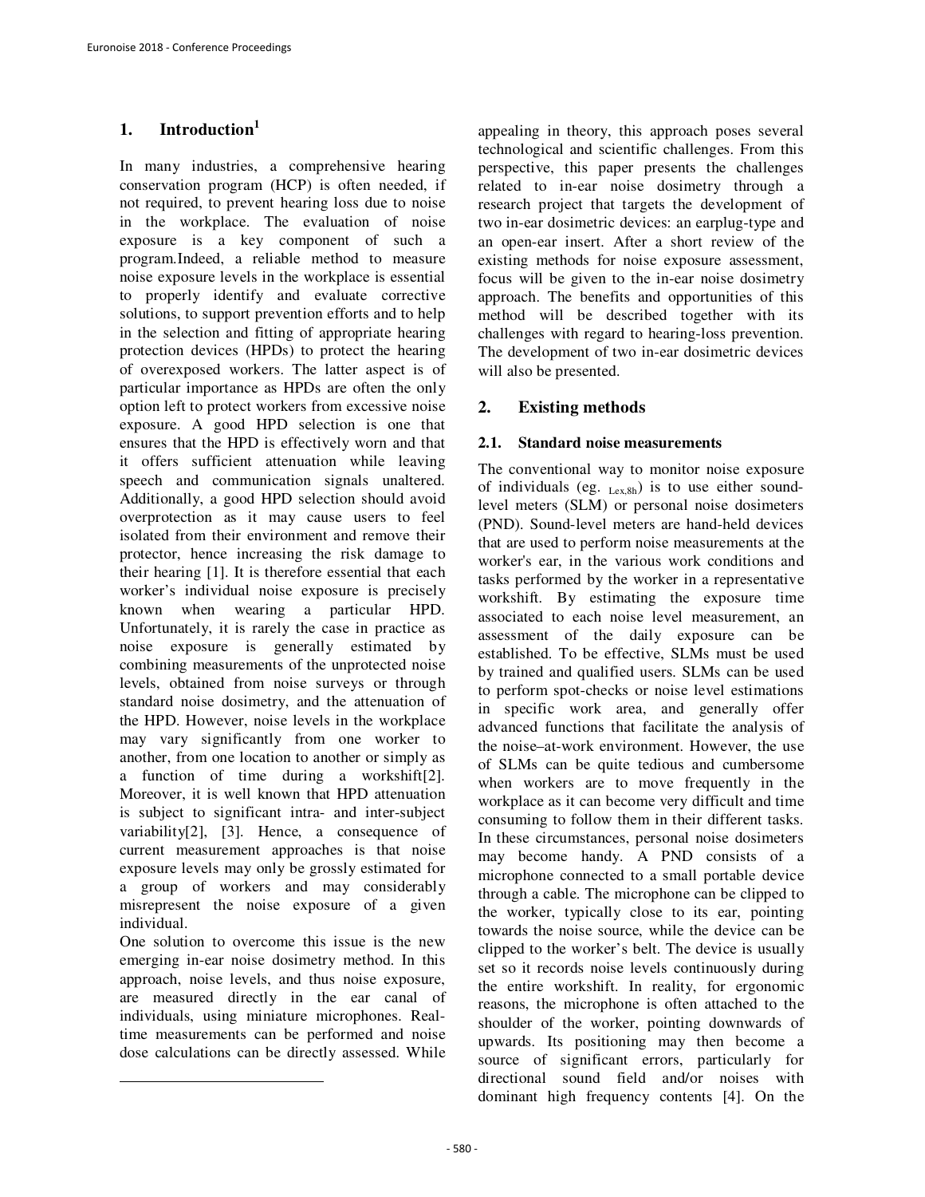## 1. Introduction[1]

In many industries, a comprehensive hearing conservation program (HCP) is often needed, if not required, to prevent hearing loss due to noise in the workplace. The evaluation of noise exposure is a key component of such a program.Indeed, a reliable method to measure noise exposure levels in the workplace is essential to properly identify and evaluate corrective solutions, to support prevention efforts and to help in the selection and fitting of appropriate hearing protection devices (HPDs) to protect the hearing of overexposed workers. The latter aspect is of particular importance as HPDs are often the only option left to protect workers from excessive noise exposure. A good HPD selection is one that ensures that the HPD is effectively worn and that it offers sufficient attenuation while leaving speech and communication signals unaltered. Additionally, a good HPD selection should avoid overprotection as it may cause users to feel isolated from their environment and remove their protector, hence increasing the risk damage to their hearing [1]. It is therefore essential that each worker's individual noise exposure is precisely known when wearing a particular HPD. Unfortunately, it is rarely the case in practice as noise exposure is generally estimated by combining measurements of the unprotected noise levels, obtained from noise surveys or through standard noise dosimetry, and the attenuation of the HPD. However, noise levels in the workplace may vary significantly from one worker to another, from one location to another or simply as a function of time during a workshift[2]. Moreover, it is well known that HPD attenuation is subject to significant intra- and inter-subject variability[2], [3]. Hence, a consequence of current measurement approaches is that noise exposure levels may only be grossly estimated for a group of workers and may considerably misrepresent the noise exposure of a given individual.

One solution to overcome this issue is the new emerging in-ear noise dosimetry method. In this approach, noise levels, and thus noise exposure, are measured directly in the ear canal of individuals, using miniature microphones. Real-time measurements can be performed and noise dose calculations can be directly assessed. While appealing in theory, this approach poses several technological and scientific challenges. From this perspective, this paper presents the challenges related to in-ear noise dosimetry through a research project that targets the development of two in-ear dosimetric devices: an earplug-type and an open-ear insert. After a short review of the existing methods for noise exposure assessment, focus will be given to the in-ear noise dosimetry approach. The benefits and opportunities of this method will be described together with its challenges with regard to hearing-loss prevention. The development of two in-ear dosimetric devices will also be presented.

## 2. Existing methods

### 2.1. Standard noise measurements

The conventional way to monitor noise exposure of individuals (eg. $_{Lex,8h}$) is to use either sound-level meters (SLM) or personal noise dosimeters (PND). Sound-level meters are hand-held devices that are used to perform noise measurements at the worker's ear, in the various work conditions and tasks performed by the worker in a representative workshift. By estimating the exposure time associated to each noise level measurement, an assessment of the daily exposure can be established. To be effective, SLMs must be used by trained and qualified users. SLMs can be used to perform spot-checks or noise level estimations in specific work area, and generally offer advanced functions that facilitate the analysis of the noise–at-work environment. However, the use of SLMs can be quite tedious and cumbersome when workers are to move frequently in the workplace as it can become very difficult and time consuming to follow them in their different tasks. In these circumstances, personal noise dosimeters may become handy. A PND consists of a microphone connected to a small portable device through a cable. The microphone can be clipped to the worker, typically close to its ear, pointing towards the noise source, while the device can be clipped to the worker's belt. The device is usually set so it records noise levels continuously during the entire workshift. In reality, for ergonomic reasons, the microphone is often attached to the shoulder of the worker, pointing downwards of upwards. Its positioning may then become a source of significant errors, particularly for directional sound field and/or noises with dominant high frequency contents [4]. On the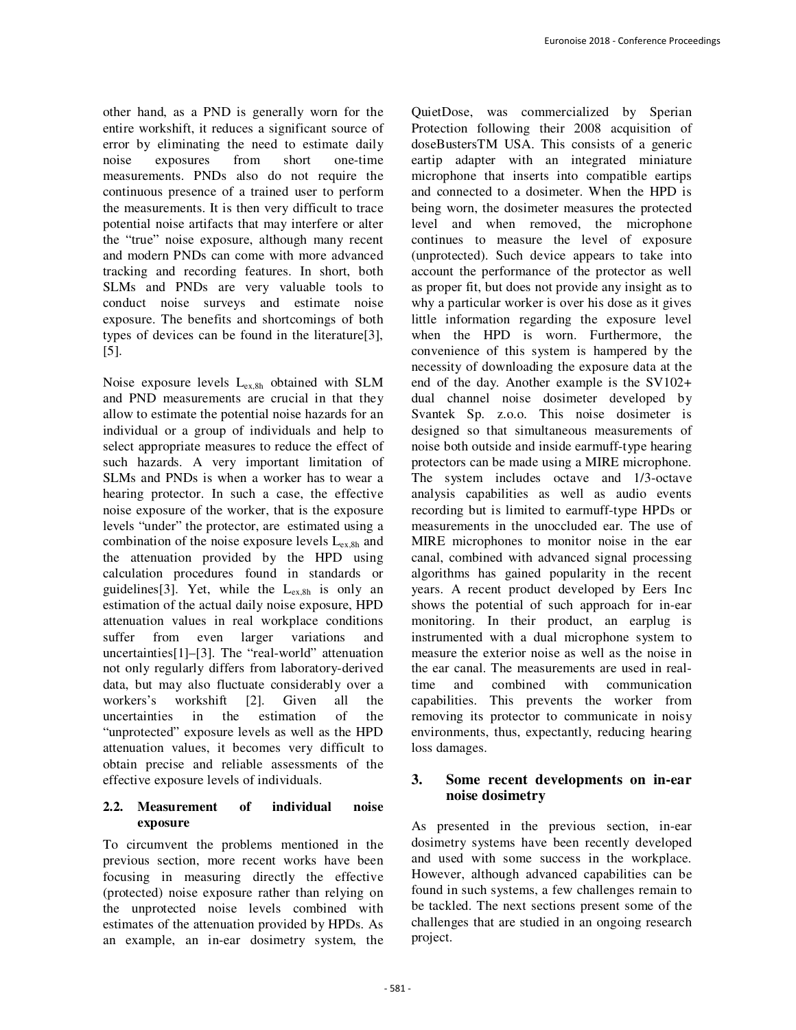other hand, as a PND is generally worn for the entire workshift, it reduces a significant source of error by eliminating the need to estimate daily noise exposures from short one-time measurements. PNDs also do not require the continuous presence of a trained user to perform the measurements. It is then very difficult to trace potential noise artifacts that may interfere or alter the "true" noise exposure, although many recent and modern PNDs can come with more advanced tracking and recording features. In short, both SLMs and PNDs are very valuable tools to conduct noise surveys and estimate noise exposure. The benefits and shortcomings of both types of devices can be found in the literature[3], [5].

Noise exposure levels $L_{ex,8h}$ obtained with SLM and PND measurements are crucial in that they allow to estimate the potential noise hazards for an individual or a group of individuals and help to select appropriate measures to reduce the effect of such hazards. A very important limitation of SLMs and PNDs is when a worker has to wear a hearing protector. In such a case, the effective noise exposure of the worker, that is the exposure levels "under" the protector, are estimated using a combination of the noise exposure levels $L_{ex,8h}$ and the attenuation provided by the HPD using calculation procedures found in standards or guidelines[3]. Yet, while the $L_{ex,8h}$ is only an estimation of the actual daily noise exposure, HPD attenuation values in real workplace conditions suffer from even larger variations and uncertainties[1]–[3]. The "real-world" attenuation not only regularly differs from laboratory-derived data, but may also fluctuate considerably over a workers's workshift [2]. Given all the uncertainties in the estimation of the "unprotected" exposure levels as well as the HPD attenuation values, it becomes very difficult to obtain precise and reliable assessments of the effective exposure levels of individuals.

### 2.2. Measurement of individual noise exposure

To circumvent the problems mentioned in the previous section, more recent works have been focusing in measuring directly the effective (protected) noise exposure rather than relying on the unprotected noise levels combined with estimates of the attenuation provided by HPDs. As an example, an in-ear dosimetry system, the QuietDose, was commercialized by Sperian Protection following their 2008 acquisition of doseBustersTM USA. This consists of a generic eartip adapter with an integrated miniature microphone that inserts into compatible eartips and connected to a dosimeter. When the HPD is being worn, the dosimeter measures the protected level and when removed, the microphone continues to measure the level of exposure (unprotected). Such device appears to take into account the performance of the protector as well as proper fit, but does not provide any insight as to why a particular worker is over his dose as it gives little information regarding the exposure level when the HPD is worn. Furthermore, the convenience of this system is hampered by the necessity of downloading the exposure data at the end of the day. Another example is the SV102+ dual channel noise dosimeter developed by Svantek Sp. z.o.o. This noise dosimeter is designed so that simultaneous measurements of noise both outside and inside earmuff-type hearing protectors can be made using a MIRE microphone. The system includes octave and 1/3-octave analysis capabilities as well as audio events recording but is limited to earmuff-type HPDs or measurements in the unoccluded ear. The use of MIRE microphones to monitor noise in the ear canal, combined with advanced signal processing algorithms has gained popularity in the recent years. A recent product developed by Eers Inc shows the potential of such approach for in-ear monitoring. In their product, an earplug is instrumented with a dual microphone system to measure the exterior noise as well as the noise in the ear canal. The measurements are used in real-time and combined with communication capabilities. This prevents the worker from removing its protector to communicate in noisy environments, thus, expectantly, reducing hearing loss damages.

## 3. Some recent developments on in-ear noise dosimetry

As presented in the previous section, in-ear dosimetry systems have been recently developed and used with some success in the workplace. However, although advanced capabilities can be found in such systems, a few challenges remain to be tackled. The next sections present some of the challenges that are studied in an ongoing research project.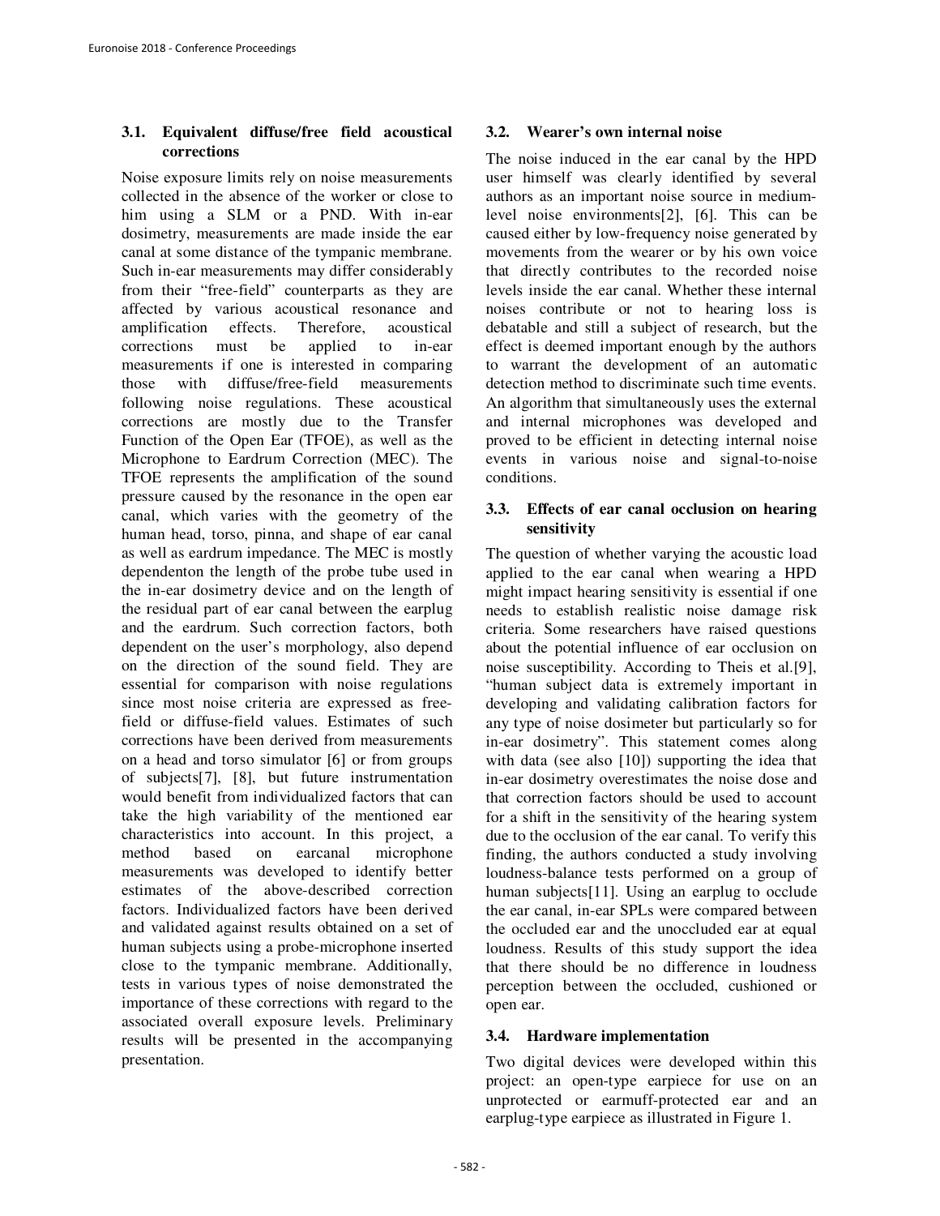### 3.1. Equivalent diffuse/free field acoustical corrections

Noise exposure limits rely on noise measurements collected in the absence of the worker or close to him using a SLM or a PND. With in-ear dosimetry, measurements are made inside the ear canal at some distance of the tympanic membrane. Such in-ear measurements may differ considerably from their "free-field" counterparts as they are affected by various acoustical resonance and amplification effects. Therefore, acoustical corrections must be applied to in-ear measurements if one is interested in comparing those with diffuse/free-field measurements following noise regulations. These acoustical corrections are mostly due to the Transfer Function of the Open Ear (TFOE), as well as the Microphone to Eardrum Correction (MEC). The TFOE represents the amplification of the sound pressure caused by the resonance in the open ear canal, which varies with the geometry of the human head, torso, pinna, and shape of ear canal as well as eardrum impedance. The MEC is mostly dependenton the length of the probe tube used in the in-ear dosimetry device and on the length of the residual part of ear canal between the earplug and the eardrum. Such correction factors, both dependent on the user's morphology, also depend on the direction of the sound field. They are essential for comparison with noise regulations since most noise criteria are expressed as free-field or diffuse-field values. Estimates of such corrections have been derived from measurements on a head and torso simulator [6] or from groups of subjects[7], [8], but future instrumentation would benefit from individualized factors that can take the high variability of the mentioned ear characteristics into account. In this project, a method based on earcanal microphone measurements was developed to identify better estimates of the above-described correction factors. Individualized factors have been derived and validated against results obtained on a set of human subjects using a probe-microphone inserted close to the tympanic membrane. Additionally, tests in various types of noise demonstrated the importance of these corrections with regard to the associated overall exposure levels. Preliminary results will be presented in the accompanying presentation.

### 3.2. Wearer's own internal noise

The noise induced in the ear canal by the HPD user himself was clearly identified by several authors as an important noise source in medium-level noise environments[2], [6]. This can be caused either by low-frequency noise generated by movements from the wearer or by his own voice that directly contributes to the recorded noise levels inside the ear canal. Whether these internal noises contribute or not to hearing loss is debatable and still a subject of research, but the effect is deemed important enough by the authors to warrant the development of an automatic detection method to discriminate such time events. An algorithm that simultaneously uses the external and internal microphones was developed and proved to be efficient in detecting internal noise events in various noise and signal-to-noise conditions.

### 3.3. Effects of ear canal occlusion on hearing sensitivity

The question of whether varying the acoustic load applied to the ear canal when wearing a HPD might impact hearing sensitivity is essential if one needs to establish realistic noise damage risk criteria. Some researchers have raised questions about the potential influence of ear occlusion on noise susceptibility. According to Theis et al.[9], "human subject data is extremely important in developing and validating calibration factors for any type of noise dosimeter but particularly so for in-ear dosimetry". This statement comes along with data (see also [10]) supporting the idea that in-ear dosimetry overestimates the noise dose and that correction factors should be used to account for a shift in the sensitivity of the hearing system due to the occlusion of the ear canal. To verify this finding, the authors conducted a study involving loudness-balance tests performed on a group of human subjects[11]. Using an earplug to occlude the ear canal, in-ear SPLs were compared between the occluded ear and the unoccluded ear at equal loudness. Results of this study support the idea that there should be no difference in loudness perception between the occluded, cushioned or open ear.

### 3.4. Hardware implementation

Two digital devices were developed within this project: an open-type earpiece for use on an unprotected or earmuff-protected ear and an earplug-type earpiece as illustrated in Figure 1.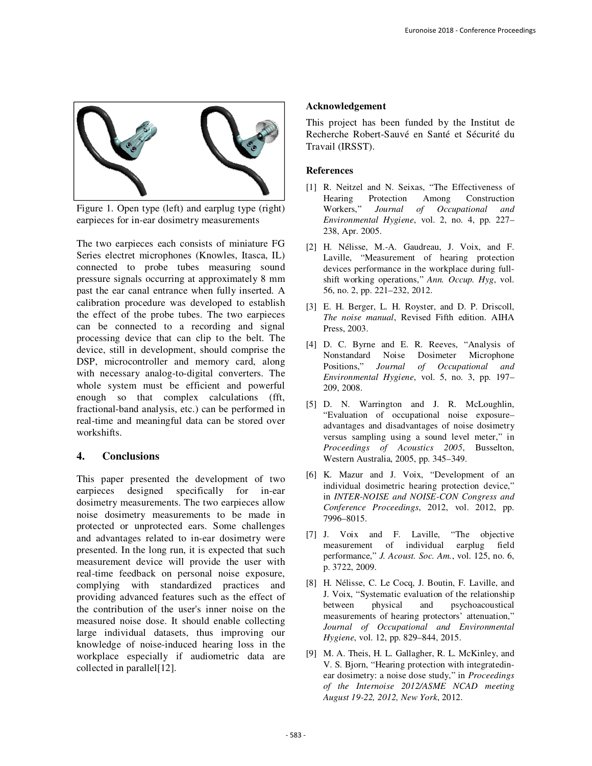Figure 1. Open type (left) and earplug type (right) earpieces for in-ear dosimetry measurements

The two earpieces each consists of miniature FG Series electret microphones (Knowles, Itasca, IL) connected to probe tubes measuring sound pressure signals occurring at approximately 8 mm past the ear canal entrance when fully inserted. A calibration procedure was developed to establish the effect of the probe tubes. The two earpieces can be connected to a recording and signal processing device that can clip to the belt. The device, still in development, should comprise the DSP, microcontroller and memory card, along with necessary analog-to-digital converters. The whole system must be efficient and powerful enough so that complex calculations (fft, fractional-band analysis, etc.) can be performed in real-time and meaningful data can be stored over workshifts.

## 4. Conclusions

This paper presented the development of two earpieces designed specifically for in-ear dosimetry measurements. The two earpieces allow noise dosimetry measurements to be made in protected or unprotected ears. Some challenges and advantages related to in-ear dosimetry were presented. In the long run, it is expected that such measurement device will provide the user with real-time feedback on personal noise exposure, complying with standardized practices and providing advanced features such as the effect of the contribution of the user's inner noise on the measured noise dose. It should enable collecting large individual datasets, thus improving our knowledge of noise-induced hearing loss in the workplace especially if audiometric data are collected in parallel[12].

### Acknowledgement

This project has been funded by the Institut de Recherche Robert-Sauvé en Santé et Sécurité du Travail (IRSST).

### References

[1] R. Neitzel and N. Seixas, "The Effectiveness of Hearing Protection Among Construction Workers," *Journal of Occupational and Environmental Hygiene*, vol. 2, no. 4, pp. 227–238, Apr. 2005.

[2] H. Nélisse, M.-A. Gaudreau, J. Voix, and F. Laville, "Measurement of hearing protection devices performance in the workplace during full-shift working operations," *Ann. Occup. Hyg*, vol. 56, no. 2, pp. 221–232, 2012.

[3] E. H. Berger, L. H. Royster, and D. P. Driscoll, *The noise manual*, Revised Fifth edition. AIHA Press, 2003.

[4] D. C. Byrne and E. R. Reeves, "Analysis of Nonstandard Noise Dosimeter Microphone Positions," *Journal of Occupational and Environmental Hygiene*, vol. 5, no. 3, pp. 197–209, 2008.

[5] D. N. Warrington and J. R. McLoughlin, "Evaluation of occupational noise exposure–advantages and disadvantages of noise dosimetry versus sampling using a sound level meter," in *Proceedings of Acoustics 2005*, Busselton, Western Australia, 2005, pp. 345–349.

[6] K. Mazur and J. Voix, "Development of an individual dosimetric hearing protection device," in *INTER-NOISE and NOISE-CON Congress and Conference Proceedings*, 2012, vol. 2012, pp. 7996–8015.

[7] J. Voix and F. Laville, "The objective measurement of individual earplug field performance," *J. Acoust. Soc. Am.*, vol. 125, no. 6, p. 3722, 2009.

[8] H. Nélisse, C. Le Cocq, J. Boutin, F. Laville, and J. Voix, "Systematic evaluation of the relationship between physical and psychoacoustical measurements of hearing protectors' attenuation," *Journal of Occupational and Environmental Hygiene*, vol. 12, pp. 829–844, 2015.

[9] M. A. Theis, H. L. Gallagher, R. L. McKinley, and V. S. Bjorn, "Hearing protection with integratedin-ear dosimetry: a noise dose study," in *Proceedings of the Internoise 2012/ASME NCAD meeting August 19-22, 2012, New York*, 2012.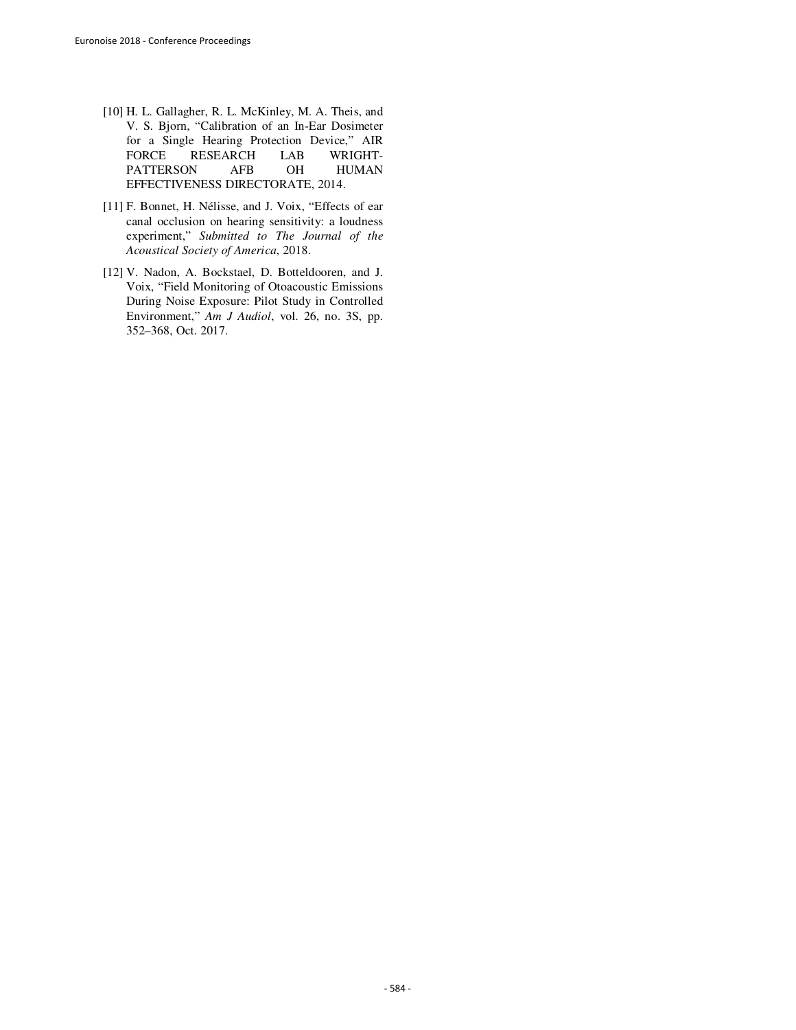[10] H. L. Gallagher, R. L. McKinley, M. A. Theis, and V. S. Bjorn, "Calibration of an In-Ear Dosimeter for a Single Hearing Protection Device," AIR FORCE RESEARCH LAB WRIGHT-PATTERSON AFB OH HUMAN EFFECTIVENESS DIRECTORATE, 2014.

[11] F. Bonnet, H. Nélisse, and J. Voix, "Effects of ear canal occlusion on hearing sensitivity: a loudness experiment," *Submitted to The Journal of the Acoustical Society of America*, 2018.

[12] V. Nadon, A. Bockstael, D. Botteldooren, and J. Voix, "Field Monitoring of Otoacoustic Emissions During Noise Exposure: Pilot Study in Controlled Environment," *Am J Audiol*, vol. 26, no. 3S, pp. 352–368, Oct. 2017.